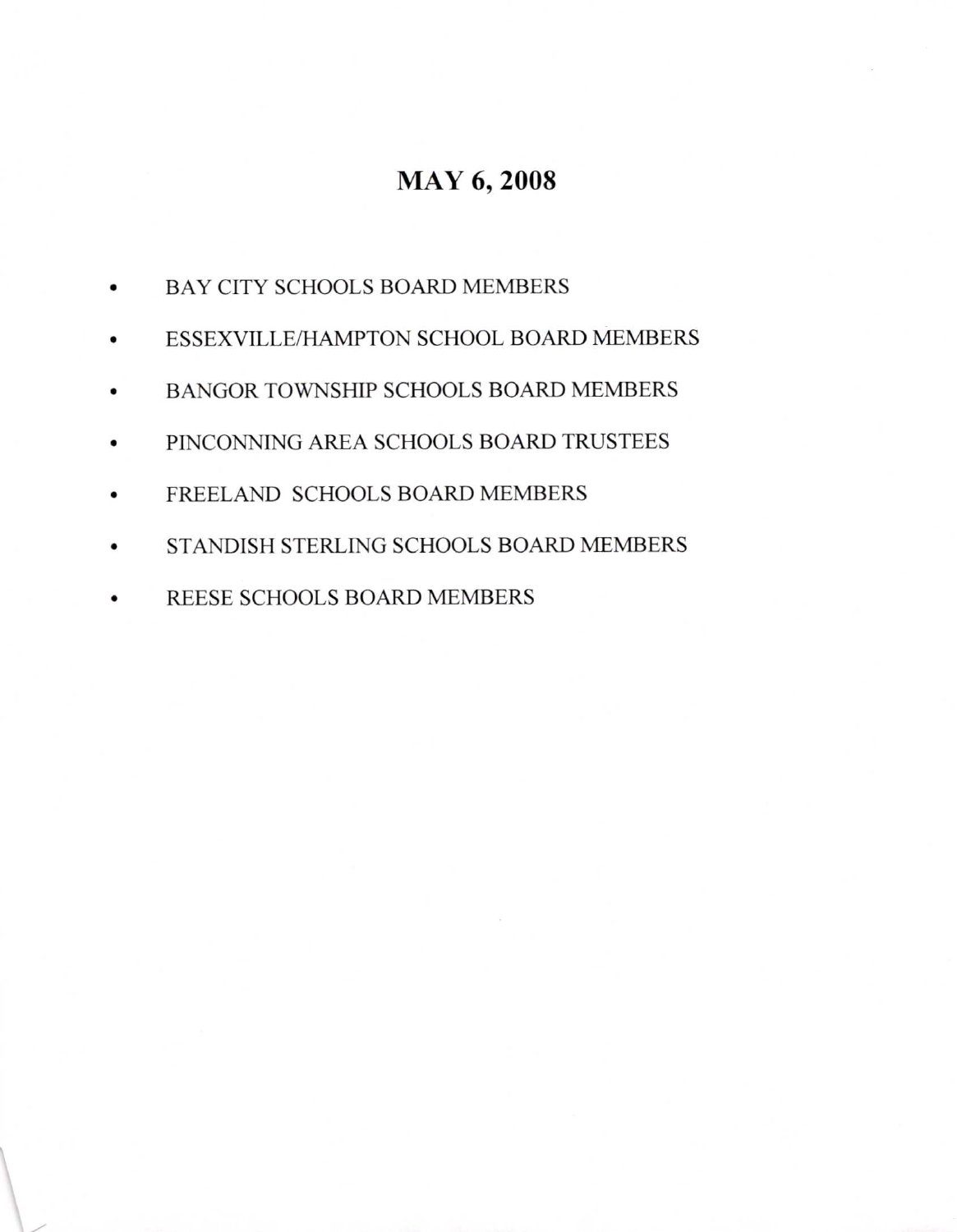# MAY 6, 2008

- BAY CITY SCHOOLS BOARD MEMBERS
- ESSEXVILLE/HAMPTON SCHOOL BOARD MEMBERS
- BANGOR TOWNSHIP SCHOOLS BOARD MEMBERS
- PINCONNING AREA SCHOOLS BOARD TRUSTEES
- FREELAND SCHOOLS BOARD MEMBERS
- STANDISH STERLING SCHOOLS BOARD MEMBERS
- REESE SCHOOLS BOARD MEMBERS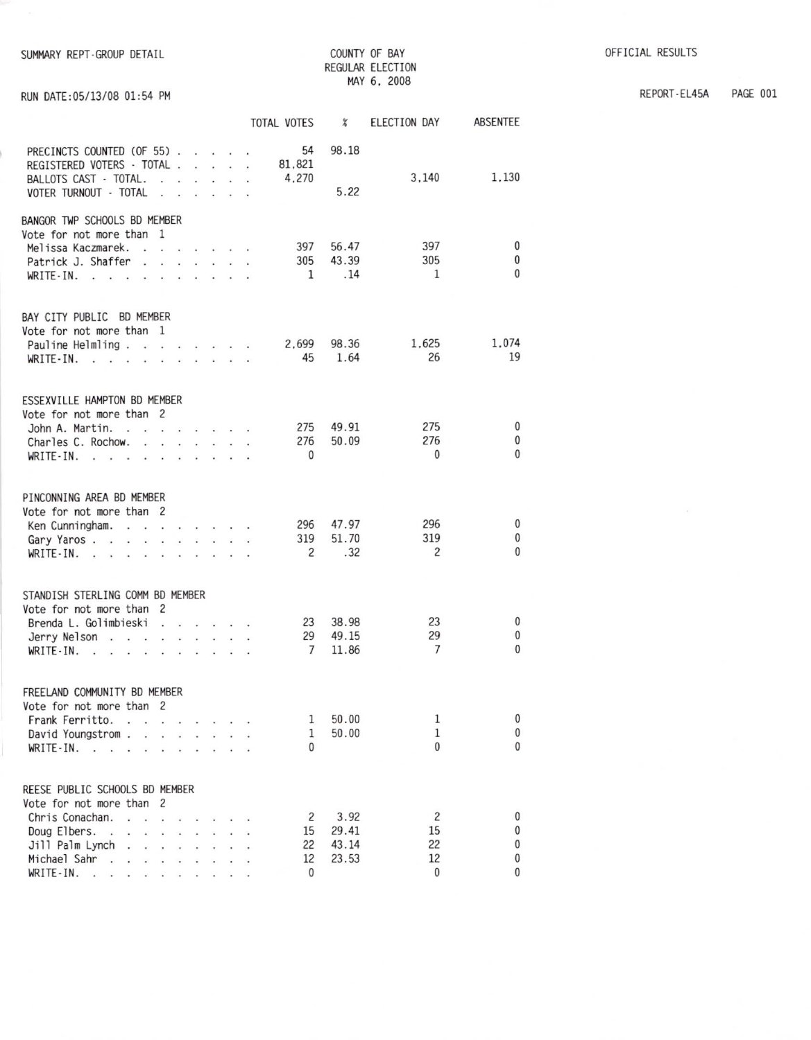SUMMARY REPT-GROUP DETAIL

COUNTY OF BAY
REGULAR ELECTION
MAY 6, 2008

OFFICIAL RESULTS

RUN DATE:05/13/08 01:54 PM

REPORT-EL45A PAGE 001

| | TOTAL VOTES | % | ELECTION DAY | ABSENTEE |
|---|---|---|---|---|
| PRECINCTS COUNTED (OF 55) | 54 | 98.18 | | |
| REGISTERED VOTERS - TOTAL | 81,821 | | | |
| BALLOTS CAST - TOTAL | 4,270 | | 3,140 | 1,130 |
| VOTER TURNOUT - TOTAL | | 5.22 | | |
| **BANGOR TWP SCHOOLS BD MEMBER** | | | | |
| Vote for not more than 1 | | | | |
| Melissa Kaczmarek | 397 | 56.47 | 397 | 0 |
| Patrick J. Shaffer | 305 | 43.39 | 305 | 0 |
| WRITE-IN | 1 | .14 | 1 | 0 |
| **BAY CITY PUBLIC BD MEMBER** | | | | |
| Vote for not more than 1 | | | | |
| Pauline Helmling | 2,699 | 98.36 | 1,625 | 1,074 |
| WRITE-IN | 45 | 1.64 | 26 | 19 |
| **ESSEXVILLE HAMPTON BD MEMBER** | | | | |
| Vote for not more than 2 | | | | |
| John A. Martin | 275 | 49.91 | 275 | 0 |
| Charles C. Rochow | 276 | 50.09 | 276 | 0 |
| WRITE-IN | 0 | | 0 | 0 |
| **PINCONNING AREA BD MEMBER** | | | | |
| Vote for not more than 2 | | | | |
| Ken Cunningham | 296 | 47.97 | 296 | 0 |
| Gary Yaros | 319 | 51.70 | 319 | 0 |
| WRITE-IN | 2 | .32 | 2 | 0 |
| **STANDISH STERLING COMM BD MEMBER** | | | | |
| Vote for not more than 2 | | | | |
| Brenda L. Golimbieski | 23 | 38.98 | 23 | 0 |
| Jerry Nelson | 29 | 49.15 | 29 | 0 |
| WRITE-IN | 7 | 11.86 | 7 | 0 |
| **FREELAND COMMUNITY BD MEMBER** | | | | |
| Vote for not more than 2 | | | | |
| Frank Ferritto | 1 | 50.00 | 1 | 0 |
| David Youngstrom | 1 | 50.00 | 1 | 0 |
| WRITE-IN | 0 | | 0 | 0 |
| **REESE PUBLIC SCHOOLS BD MEMBER** | | | | |
| Vote for not more than 2 | | | | |
| Chris Conachan | 2 | 3.92 | 2 | 0 |
| Doug Elbers | 15 | 29.41 | 15 | 0 |
| Jill Palm Lynch | 22 | 43.14 | 22 | 0 |
| Michael Sahr | 12 | 23.53 | 12 | 0 |
| WRITE-IN | 0 | | 0 | 0 |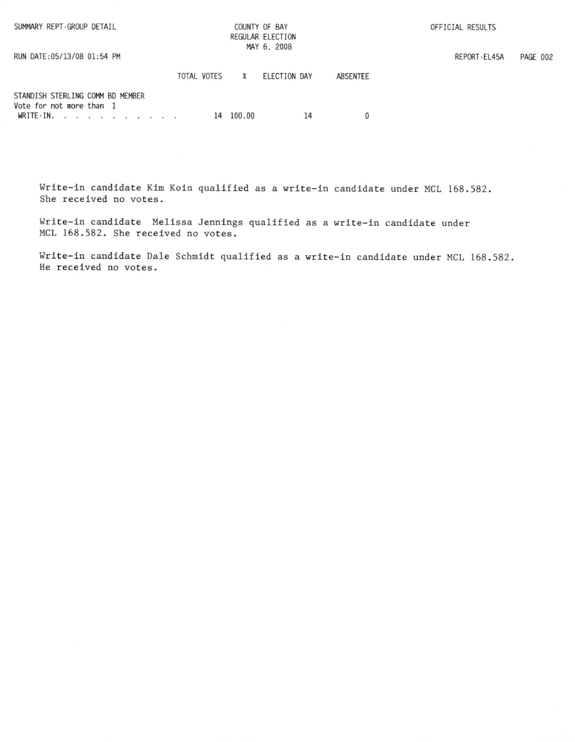SUMMARY REPT-GROUP DETAIL

COUNTY OF BAY
REGULAR ELECTION
MAY 6, 2008

OFFICIAL RESULTS

RUN DATE:05/13/08 01:54 PM

REPORT-EL45A

| | TOTAL VOTES | % | ELECTION DAY | ABSENTEE |
|---|---|---|---|---|
| STANDISH STERLING COMM BD MEMBER | | | | |
| Vote for not more than 1 | | | | |
| WRITE-IN. . . . . . . . . . . . | 14 | 100.00 | 14 | 0 |

Write-in candidate Kim Koin qualified as a write-in candidate under MCL 168.582. She received no votes.

Write-in candidate Melissa Jennings qualified as a write-in candidate under MCL 168.582. She received no votes.

Write-in candidate Dale Schmidt qualified as a write-in candidate under MCL 168.582. He received no votes.